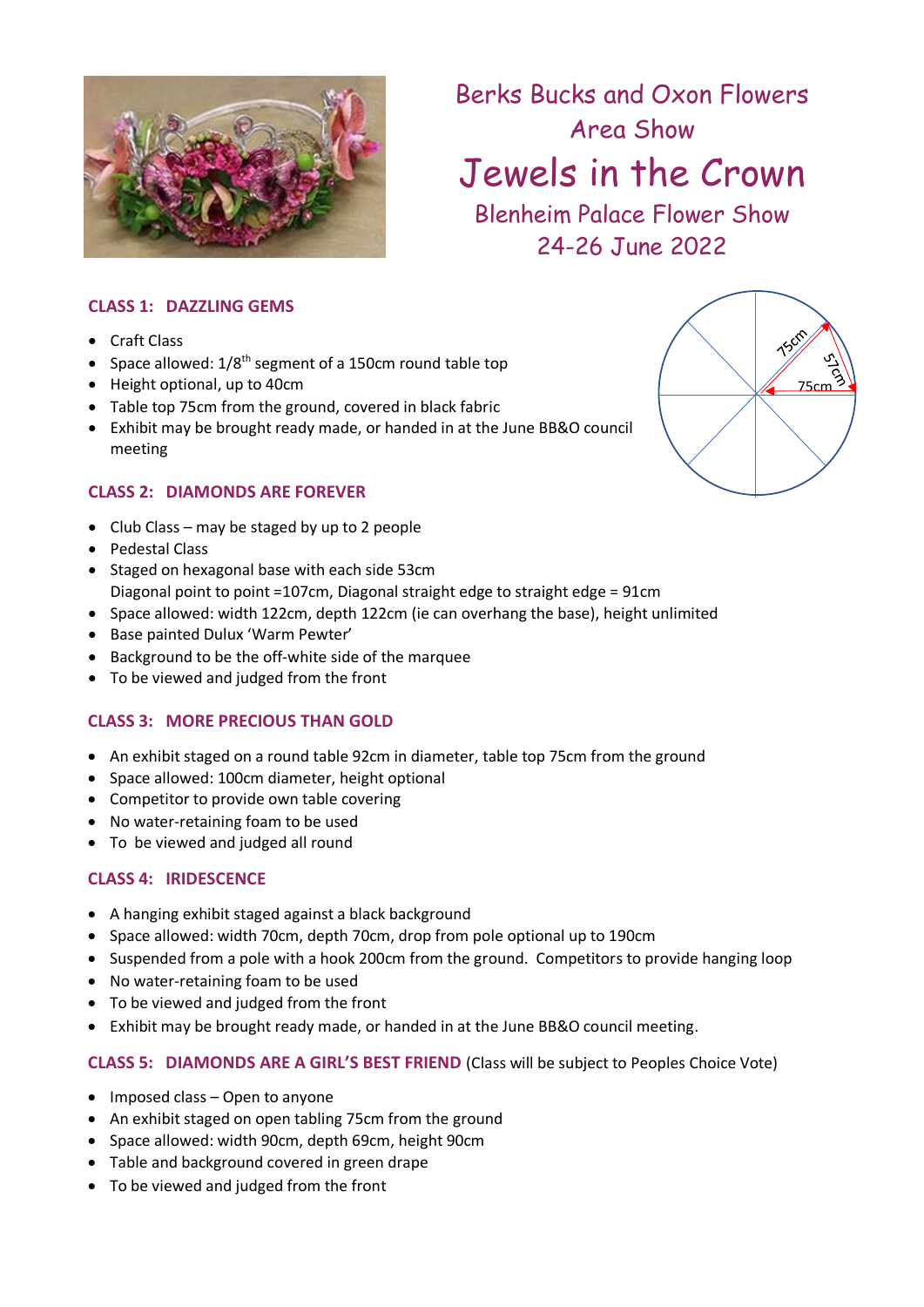# Berks Bucks and Oxon Flowers Area Show

# Jewels in the Crown

## Blenheim Palace Flower Show 24-26 June 2022

### CLASS 1: DAZZLING GEMS

- Craft Class
- Space allowed: 1/8th segment of a 150cm round table top
- Height optional, up to 40cm
- Table top 75cm from the ground, covered in black fabric
- Exhibit may be brought ready made, or handed in at the June BB&O council meeting

75cm

57cm

75cm

### CLASS 2: DIAMONDS ARE FOREVER

- Club Class – may be staged by up to 2 people
- Pedestal Class
- Staged on hexagonal base with each side 53cm
  Diagonal point to point =107cm, Diagonal straight edge to straight edge = 91cm
- Space allowed: width 122cm, depth 122cm (ie can overhang the base), height unlimited
- Base painted Dulux 'Warm Pewter'
- Background to be the off-white side of the marquee
- To be viewed and judged from the front

### CLASS 3: MORE PRECIOUS THAN GOLD

- An exhibit staged on a round table 92cm in diameter, table top 75cm from the ground
- Space allowed: 100cm diameter, height optional
- Competitor to provide own table covering
- No water-retaining foam to be used
- To be viewed and judged all round

### CLASS 4: IRIDESCENCE

- A hanging exhibit staged against a black background
- Space allowed: width 70cm, depth 70cm, drop from pole optional up to 190cm
- Suspended from a pole with a hook 200cm from the ground. Competitors to provide hanging loop
- No water-retaining foam to be used
- To be viewed and judged from the front
- Exhibit may be brought ready made, or handed in at the June BB&O council meeting.

### CLASS 5: DIAMONDS ARE A GIRL'S BEST FRIEND (Class will be subject to Peoples Choice Vote)

- Imposed class – Open to anyone
- An exhibit staged on open tabling 75cm from the ground
- Space allowed: width 90cm, depth 69cm, height 90cm
- Table and background covered in green drape
- To be viewed and judged from the front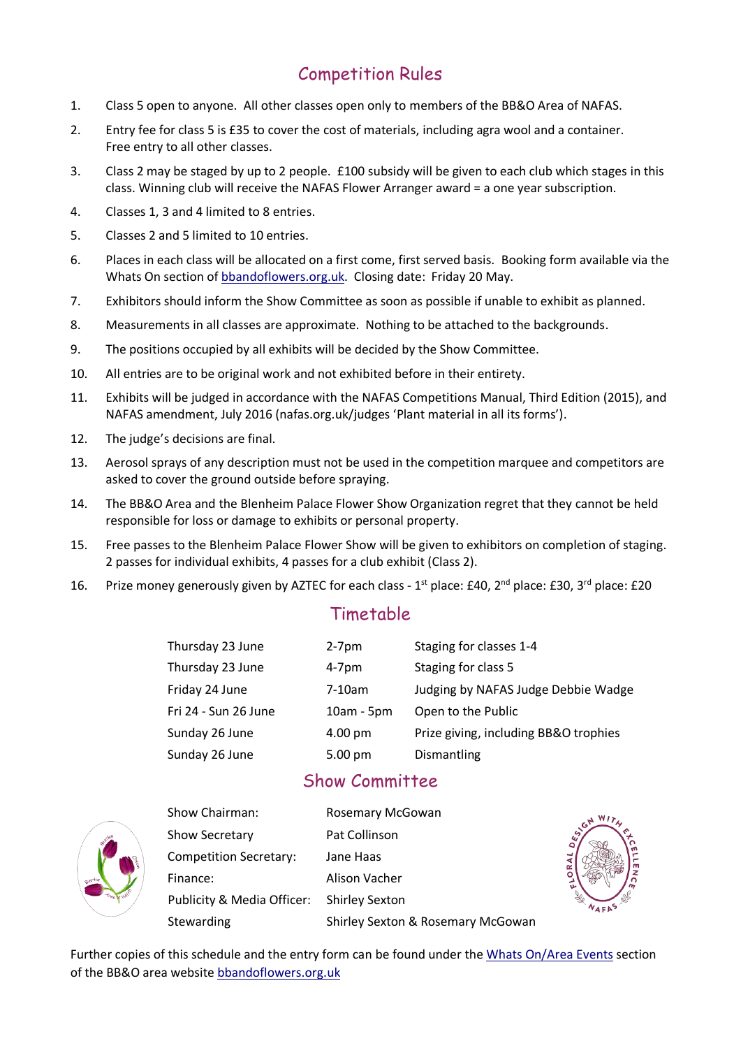## Competition Rules

1. Class 5 open to anyone. All other classes open only to members of the BB&O Area of NAFAS.
2. Entry fee for class 5 is £35 to cover the cost of materials, including agra wool and a container. Free entry to all other classes.
3. Class 2 may be staged by up to 2 people. £100 subsidy will be given to each club which stages in this class. Winning club will receive the NAFAS Flower Arranger award = a one year subscription.
4. Classes 1, 3 and 4 limited to 8 entries.
5. Classes 2 and 5 limited to 10 entries.
6. Places in each class will be allocated on a first come, first served basis. Booking form available via the Whats On section of bbandoflowers.org.uk. Closing date: Friday 20 May.
7. Exhibitors should inform the Show Committee as soon as possible if unable to exhibit as planned.
8. Measurements in all classes are approximate. Nothing to be attached to the backgrounds.
9. The positions occupied by all exhibits will be decided by the Show Committee.
10. All entries are to be original work and not exhibited before in their entirety.
11. Exhibits will be judged in accordance with the NAFAS Competitions Manual, Third Edition (2015), and NAFAS amendment, July 2016 (nafas.org.uk/judges 'Plant material in all its forms').
12. The judge's decisions are final.
13. Aerosol sprays of any description must not be used in the competition marquee and competitors are asked to cover the ground outside before spraying.
14. The BB&O Area and the Blenheim Palace Flower Show Organization regret that they cannot be held responsible for loss or damage to exhibits or personal property.
15. Free passes to the Blenheim Palace Flower Show will be given to exhibitors on completion of staging. 2 passes for individual exhibits, 4 passes for a club exhibit (Class 2).
16. Prize money generously given by AZTEC for each class - 1st place: £40, 2nd place: £30, 3rd place: £20

## Timetable

| | | |
|---|---|---|
| Thursday 23 June | 2-7pm | Staging for classes 1-4 |
| Thursday 23 June | 4-7pm | Staging for class 5 |
| Friday 24 June | 7-10am | Judging by NAFAS Judge Debbie Wadge |
| Fri 24 - Sun 26 June | 10am - 5pm | Open to the Public |
| Sunday 26 June | 4.00 pm | Prize giving, including BB&O trophies |
| Sunday 26 June | 5.00 pm | Dismantling |

## Show Committee

| | |
|---|---|
| Show Chairman: | Rosemary McGowan |
| Show Secretary | Pat Collinson |
| Competition Secretary: | Jane Haas |
| Finance: | Alison Vacher |
| Publicity & Media Officer: | Shirley Sexton |
| Stewarding | Shirley Sexton & Rosemary McGowan |

Further copies of this schedule and the entry form can be found under the Whats On/Area Events section of the BB&O area website bbandoflowers.org.uk